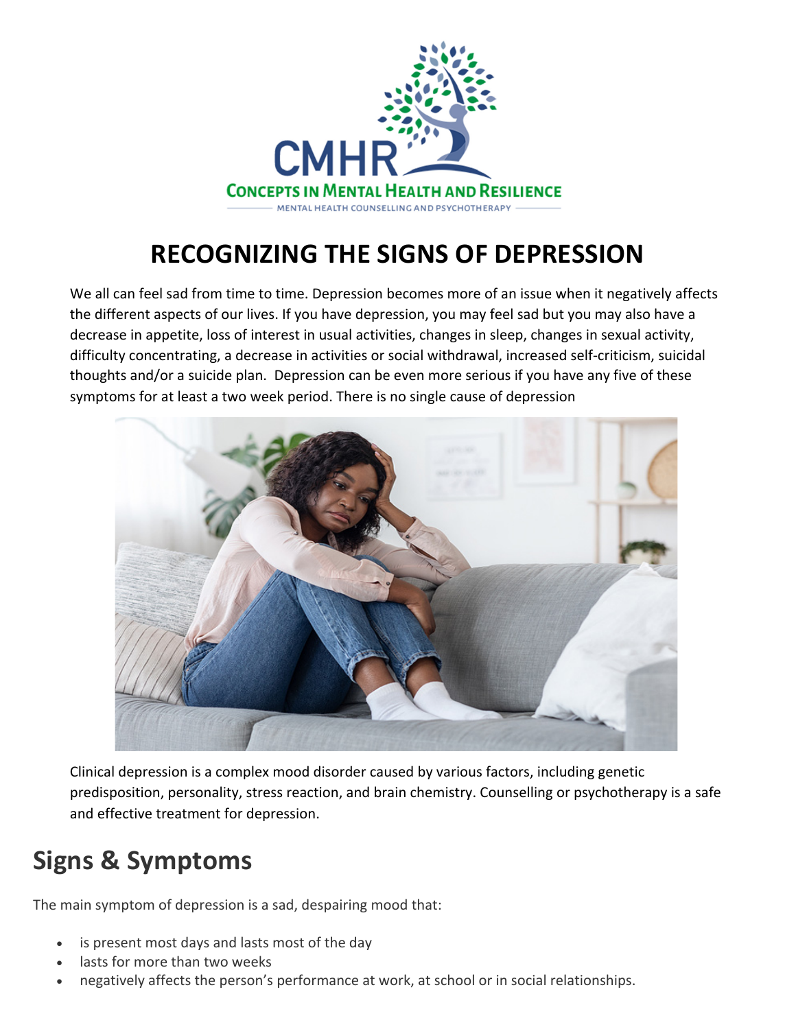# RECOGNIZING THE SIGNS OF DEPRESSION

We all can feel sad from time to time. Depression becomes more of an issue when it negatively affects the different aspects of our lives. If you have depression, you may feel sad but you may also have a decrease in appetite, loss of interest in usual activities, changes in sleep, changes in sexual activity, difficulty concentrating, a decrease in activities or social withdrawal, increased self-criticism, suicidal thoughts and/or a suicide plan. Depression can be even more serious if you have any five of these symptoms for at least a two week period. There is no single cause of depression

Clinical depression is a complex mood disorder caused by various factors, including genetic predisposition, personality, stress reaction, and brain chemistry. Counselling or psychotherapy is a safe and effective treatment for depression.

## Signs & Symptoms

The main symptom of depression is a sad, despairing mood that:

- is present most days and lasts most of the day
- lasts for more than two weeks
- negatively affects the person's performance at work, at school or in social relationships.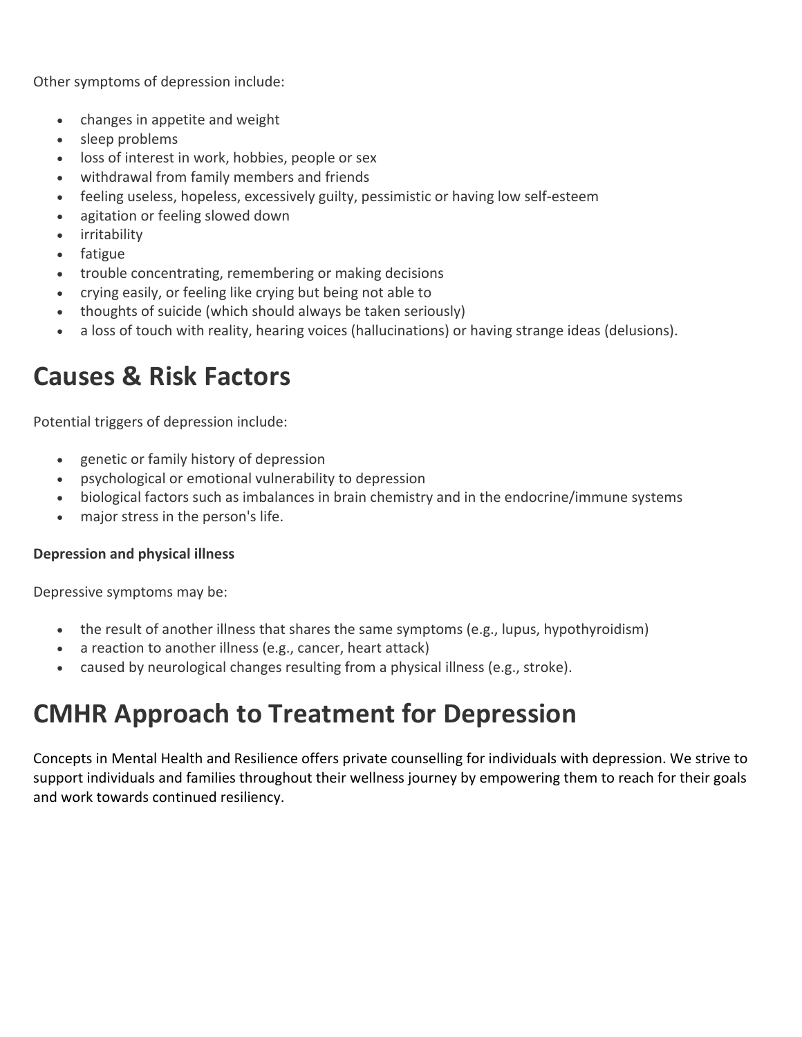Other symptoms of depression include:

- changes in appetite and weight
- sleep problems
- loss of interest in work, hobbies, people or sex
- withdrawal from family members and friends
- feeling useless, hopeless, excessively guilty, pessimistic or having low self-esteem
- agitation or feeling slowed down
- irritability
- fatigue
- trouble concentrating, remembering or making decisions
- crying easily, or feeling like crying but being not able to
- thoughts of suicide (which should always be taken seriously)
- a loss of touch with reality, hearing voices (hallucinations) or having strange ideas (delusions).

# Causes & Risk Factors

Potential triggers of depression include:

- genetic or family history of depression
- psychological or emotional vulnerability to depression
- biological factors such as imbalances in brain chemistry and in the endocrine/immune systems
- major stress in the person's life.

**Depression and physical illness**

Depressive symptoms may be:

- the result of another illness that shares the same symptoms (e.g., lupus, hypothyroidism)
- a reaction to another illness (e.g., cancer, heart attack)
- caused by neurological changes resulting from a physical illness (e.g., stroke).

# CMHR Approach to Treatment for Depression

Concepts in Mental Health and Resilience offers private counselling for individuals with depression. We strive to support individuals and families throughout their wellness journey by empowering them to reach for their goals and work towards continued resiliency.